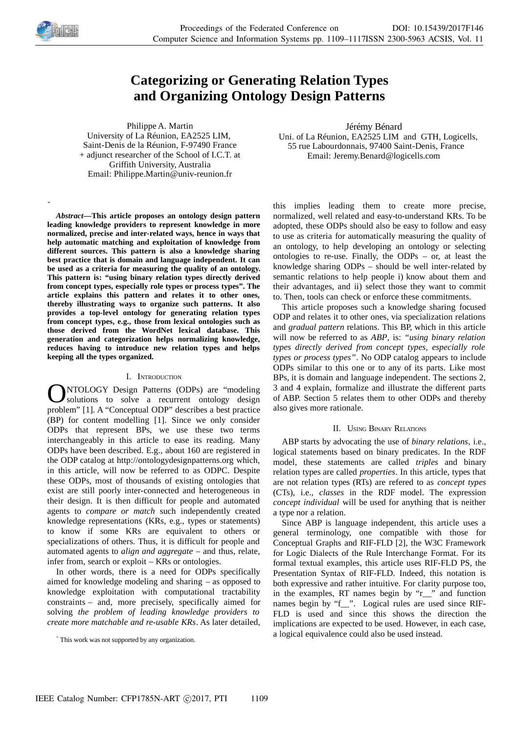# Categorizing or Generating Relation Types and Organizing Ontology Design Patterns

Philippe A. Martin
University of La Réunion, EA2525 LIM,
Saint-Denis de la Réunion, F-97490 France
+ adjunct researcher of the School of I.C.T. at
Griffith University, Australia
Email: Philippe.Martin@univ-reunion.fr

Jérémy Bénard
Uni. of La Réunion, EA2525 LIM and GTH, Logicells,
55 rue Labourdonnais, 97400 Saint-Denis, France
Email: Jeremy.Benard@logicells.com

***Abstract*—This article proposes an ontology design pattern leading knowledge providers to represent knowledge in more normalized, precise and inter-related ways, hence in ways that help automatic matching and exploitation of knowledge from different sources. This pattern is also a knowledge sharing best practice that is domain and language independent. It can be used as a criteria for measuring the quality of an ontology. This pattern is: "using binary relation types directly derived from concept types, especially role types or process types". The article explains this pattern and relates it to other ones, thereby illustrating ways to organize such patterns. It also provides a top-level ontology for generating relation types from concept types, e.g., those from lexical ontologies such as those derived from the WordNet lexical database. This generation and categorization helps normalizing knowledge, reduces having to introduce new relation types and helps keeping all the types organized.**

## I. Introduction

Ontology Design Patterns (ODPs) are "modeling solutions to solve a recurrent ontology design problem" [1]. A "Conceptual ODP" describes a best practice (BP) for content modelling [1]. Since we only consider ODPs that represent BPs, we use these two terms interchangeably in this article to ease its reading. Many ODPs have been described. E.g., about 160 are registered in the ODP catalog at http://ontologydesignpatterns.org which, in this article, will now be referred to as ODPC. Despite these ODPs, most of thousands of existing ontologies that exist are still poorly inter-connected and heterogeneous in their design. It is then difficult for people and automated agents to *compare or match* such independently created knowledge representations (KRs, e.g., types or statements) to know if some KRs are equivalent to others or specializations of others. Thus, it is difficult for people and automated agents to *align and aggregate* – and thus, relate, infer from, search or exploit – KRs or ontologies.

In other words, there is a need for ODPs specifically aimed for knowledge modeling and sharing – as opposed to knowledge exploitation with computational tractability constraints – and, more precisely, specifically aimed for solving *the problem of leading knowledge providers to create more matchable and re-usable KRs*. As later detailed, this implies leading them to create more precise, normalized, well related and easy-to-understand KRs. To be adopted, these ODPs should also be easy to follow and easy to use as criteria for automatically measuring the quality of an ontology, to help developing an ontology or selecting ontologies to re-use. Finally, the ODPs – or, at least the knowledge sharing ODPs – should be well inter-related by semantic relations to help people i) know about them and their advantages, and ii) select those they want to commit to. Then, tools can check or enforce these commitments.

This article proposes such a knowledge sharing focused ODP and relates it to other ones, via specialization relations and *gradual pattern* relations. This BP, which in this article will now be referred to as *ABP*, is: *"using binary relation types directly derived from concept types, especially role types or process types"*. No ODP catalog appears to include ODPs similar to this one or to any of its parts. Like most BPs, it is domain and language independent. The sections 2, 3 and 4 explain, formalize and illustrate the different parts of ABP. Section 5 relates them to other ODPs and thereby also gives more rationale.

## II. Using Binary Relations

ABP starts by advocating the use of *binary relations*, i.e., logical statements based on binary predicates. In the RDF model, these statements are called *triples* and binary relation types are called *properties*. In this article, types that are not relation types (RTs) are refered to as *concept types* (CTs), i.e., *classes* in the RDF model. The expression *concept individual* will be used for anything that is neither a type nor a relation.

Since ABP is language independent, this article uses a general terminology, one compatible with those for Conceptual Graphs and RIF-FLD [2], the W3C Framework for Logic Dialects of the Rule Interchange Format. For its formal textual examples, this article uses RIF-FLD PS, the Presentation Syntax of RIF-FLD. Indeed, this notation is both expressive and rather intuitive. For clarity purpose too, in the examples, RT names begin by "r__" and function names begin by "f__". Logical rules are used since RIF-FLD is used and since this shows the direction the implications are expected to be used. However, in each case, a logical equivalence could also be used instead.

[*] This work was not supported by any organization.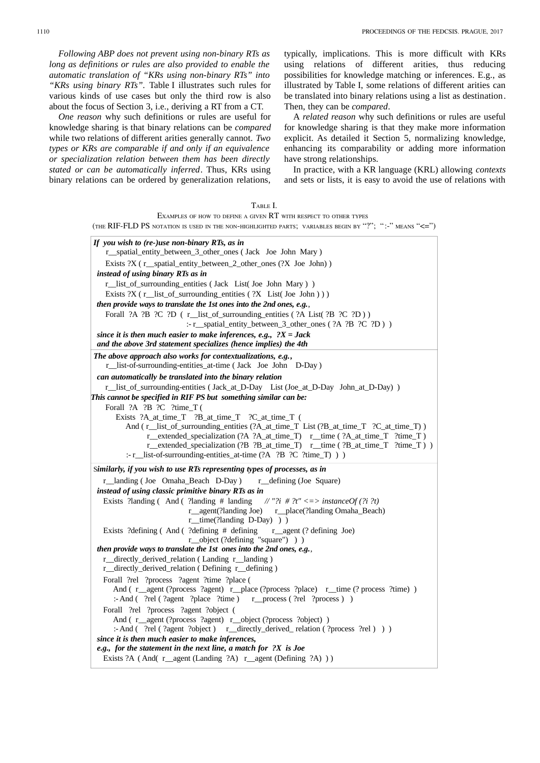*Following ABP does not prevent using non-binary RTs as long as definitions or rules are also provided to enable the automatic translation of "KRs using non-binary RTs" into "KRs using binary RTs".* Table I illustrates such rules for various kinds of use cases but only the third row is also about the focus of Section 3, i.e., deriving a RT from a CT.

*One reason* why such definitions or rules are useful for knowledge sharing is that binary relations can be *compared* while two relations of different arities generally cannot. *Two types or KRs are comparable if and only if an equivalence or specialization relation between them has been directly stated or can be automatically inferred*. Thus, KRs using binary relations can be ordered by generalization relations, typically, implications. This is more difficult with KRs using relations of different arities, thus reducing possibilities for knowledge matching or inferences. E.g., as illustrated by Table I, some relations of different arities can be translated into binary relations using a list as destination. Then, they can be *compared*.

A *related reason* why such definitions or rules are useful for knowledge sharing is that they make more information explicit. As detailed it Section 5, normalizing knowledge, enhancing its comparability or adding more information have strong relationships.

In practice, with a KR language (KRL) allowing *contexts* and sets or lists, it is easy to avoid the use of relations with

TABLE I.
EXAMPLES OF HOW TO DEFINE A GIVEN RT WITH RESPECT TO OTHER TYPES
(THE RIF-FLD PS NOTATION IS USED IN THE NON-HIGHLIGHTED PARTS; VARIABLES BEGIN BY "?"; ":-" MEANS "<=")

```
If you wish to (re-)use non-binary RTs, as in
   r__spatial_entity_between_3_other_ones ( Jack  Joe  John  Mary )
   Exists ?X ( r__spatial_entity_between_2_other_ones (?X  Joe  John) )
 instead of using binary RTs as in
   r__list_of_surrounding_entities ( Jack  List( Joe  John  Mary ) )
   Exists ?X ( r__list_of_surrounding_entities ( ?X  List( Joe  John ) ) )
 then provide ways to translate the 1st ones into the 2nd ones, e.g.,
   Forall  ?A  ?B  ?C  ?D  (  r__list_of_surrounding_entities ( ?A  List( ?B  ?C  ?D ) )
                    :- r__spatial_entity_between_3_other_ones ( ?A  ?B  ?C  ?D )  )
 since it is then much easier to make inferences, e.g.,  ?X = Jack
 and the above 3rd statement specializes (hence implies) the 4th
```

```
The above approach also works for contextualizations, e.g.,
   r__list-of-surrounding-entities_at-time ( Jack  Joe  John   D-Day )
 can automatically be translated into the binary relation
   r__list_of_surrounding-entities ( Jack_at_D-Day   List (Joe_at_D-Day  John_at_D-Day) )
This cannot be specified in RIF PS but  something similar can be:
   Forall  ?A  ?B  ?C  ?time_T (
      Exists  ?A_at_time_T   ?B_at_time_T   ?C_at_time_T  (
         And ( r__list_of_surrounding_entities (?A_at_time_T  List (?B_at_time_T  ?C_at_time_T) )
               r__extended_specialization (?A  ?A_at_time_T)   r__time ( ?A_at_time_T  ?time_T )
               r__extended_specialization (?B  ?B_at_time_T)   r__time ( ?B_at_time_T  ?time_T ) )
         :- r__list-of-surrounding-entities_at-time (?A  ?B  ?C  ?time_T)  )  )
```

```
Similarly, if you wish to use RTs representing types of processes, as in
   r__landing ( Joe  Omaha_Beach  D-Day )       r__defining (Joe  Square)
 instead of using classic primitive binary RTs as in
   Exists  ?landing (  And (  ?landing  #  landing      // "?i # ?t" <=> instanceOf (?i ?t)
                              r__agent(?landing Joe)     r__place(?landing Omaha_Beach)
                              r__time(?landing  D-Day)  )  )
   Exists  ?defining  ( And (  ?defining  #  defining       r__agent (? defining  Joe)
                              r__object (?defining  "square")  )  )
 then provide ways to translate the 1st  ones into the 2nd ones, e.g.,
   r__directly_derived_relation ( Landing  r__landing )
   r__directly_derived_relation ( Defining  r__defining )
   Forall  ?rel  ?process  ?agent  ?time  ?place (
      And (  r__agent (?process  ?agent)   r__place (?process  ?place)   r__time (? process  ?time)  )
      :- And (   ?rel ( ?agent  ?place  ?time )     r__process ( ?rel  ?process )  )  )
   Forall  ?rel  ?process  ?agent  ?object  (
      And (  r__agent (?process  ?agent)  r__object (?process  ?object)  )
      :- And (   ?rel ( ?agent  ?object )    r__directly_derived_ relation ( ?process  ?rel )  )  )
 since it is then much easier to make inferences,
 e.g.,  for the statement in the next line, a match for  ?X  is Joe
   Exists ?A  ( And(  r__agent (Landing  ?A)   r__agent (Defining  ?A)  ) )
```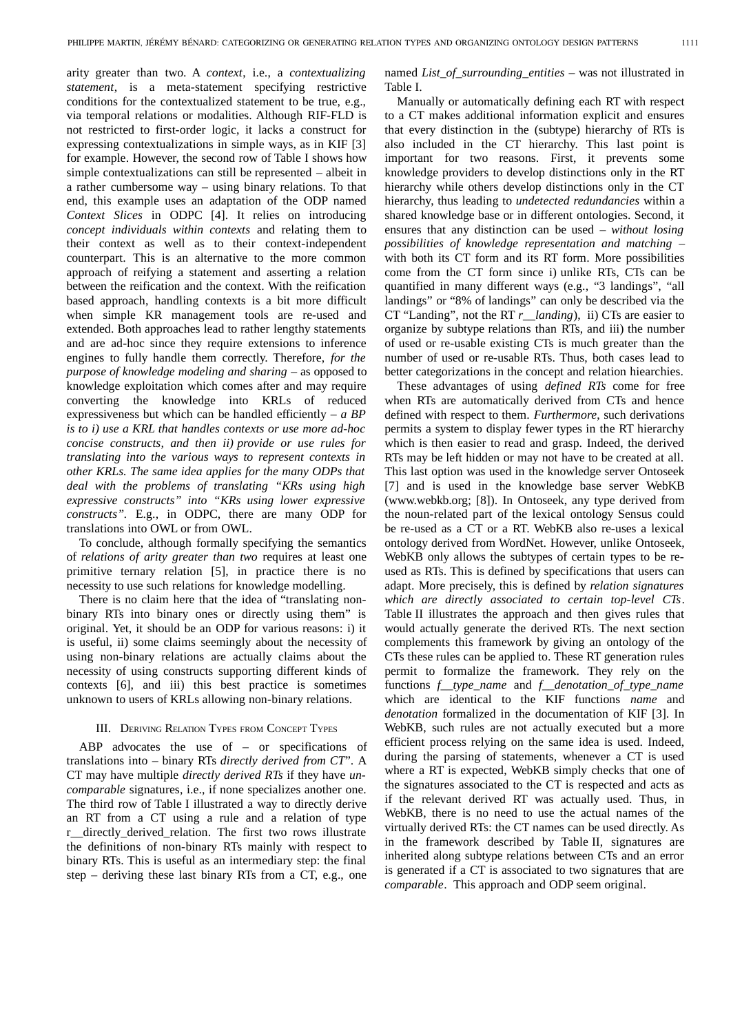arity greater than two. A *context*, i.e., a *contextualizing statement*, is a meta-statement specifying restrictive conditions for the contextualized statement to be true, e.g., via temporal relations or modalities. Although RIF-FLD is not restricted to first-order logic, it lacks a construct for expressing contextualizations in simple ways, as in KIF [3] for example. However, the second row of Table I shows how simple contextualizations can still be represented – albeit in a rather cumbersome way – using binary relations. To that end, this example uses an adaptation of the ODP named *Context Slices* in ODPC [4]. It relies on introducing *concept individuals within contexts* and relating them to their context as well as to their context-independent counterpart. This is an alternative to the more common approach of reifying a statement and asserting a relation between the reification and the context. With the reification based approach, handling contexts is a bit more difficult when simple KR management tools are re-used and extended. Both approaches lead to rather lengthy statements and are ad-hoc since they require extensions to inference engines to fully handle them correctly. Therefore, *for the purpose of knowledge modeling and sharing* – as opposed to knowledge exploitation which comes after and may require converting the knowledge into KRLs of reduced expressiveness but which can be handled efficiently – *a BP is to i) use a KRL that handles contexts or use more ad-hoc concise constructs, and then ii) provide or use rules for translating into the various ways to represent contexts in other KRLs. The same idea applies for the many ODPs that deal with the problems of translating "KRs using high expressive constructs" into "KRs using lower expressive constructs"*. E.g., in ODPC, there are many ODP for translations into OWL or from OWL.

To conclude, although formally specifying the semantics of *relations of arity greater than two* requires at least one primitive ternary relation [5], in practice there is no necessity to use such relations for knowledge modelling.

There is no claim here that the idea of "translating non-binary RTs into binary ones or directly using them" is original. Yet, it should be an ODP for various reasons: i) it is useful, ii) some claims seemingly about the necessity of using non-binary relations are actually claims about the necessity of using constructs supporting different kinds of contexts [6], and iii) this best practice is sometimes unknown to users of KRLs allowing non-binary relations.

## III. Deriving Relation Types from Concept Types

ABP advocates the use of – or specifications of translations into – binary RTs *directly derived from CT*". A CT may have multiple *directly derived RTs* if they have *un-comparable* signatures, i.e., if none specializes another one. The third row of Table I illustrated a way to directly derive an RT from a CT using a rule and a relation of type r__directly_derived_relation. The first two rows illustrate the definitions of non-binary RTs mainly with respect to binary RTs. This is useful as an intermediary step: the final step – deriving these last binary RTs from a CT, e.g., one named *List_of_surrounding_entities* – was not illustrated in Table I.

Manually or automatically defining each RT with respect to a CT makes additional information explicit and ensures that every distinction in the (subtype) hierarchy of RTs is also included in the CT hierarchy. This last point is important for two reasons. First, it prevents some knowledge providers to develop distinctions only in the RT hierarchy while others develop distinctions only in the CT hierarchy, thus leading to *undetected redundancies* within a shared knowledge base or in different ontologies. Second, it ensures that any distinction can be used – *without losing possibilities of knowledge representation and matching* – with both its CT form and its RT form. More possibilities come from the CT form since i) unlike RTs, CTs can be quantified in many different ways (e.g., "3 landings", "all landings" or "8% of landings" can only be described via the CT "Landing", not the RT *r__landing*), ii) CTs are easier to organize by subtype relations than RTs, and iii) the number of used or re-usable existing CTs is much greater than the number of used or re-usable RTs. Thus, both cases lead to better categorizations in the concept and relation hiearchies.

These advantages of using *defined RTs* come for free when RTs are automatically derived from CTs and hence defined with respect to them. *Furthermore*, such derivations permits a system to display fewer types in the RT hierarchy which is then easier to read and grasp. Indeed, the derived RTs may be left hidden or may not have to be created at all. This last option was used in the knowledge server Ontoseek [7] and is used in the knowledge base server WebKB (www.webkb.org; [8]). In Ontoseek, any type derived from the noun-related part of the lexical ontology Sensus could be re-used as a CT or a RT. WebKB also re-uses a lexical ontology derived from WordNet. However, unlike Ontoseek, WebKB only allows the subtypes of certain types to be re-used as RTs. This is defined by specifications that users can adapt. More precisely, this is defined by *relation signatures which are directly associated to certain top-level CTs*. Table II illustrates the approach and then gives rules that would actually generate the derived RTs. The next section complements this framework by giving an ontology of the CTs these rules can be applied to. These RT generation rules permit to formalize the framework. They rely on the functions *f__type_name* and *f__denotation_of_type_name* which are identical to the KIF functions *name* and *denotation* formalized in the documentation of KIF [3]. In WebKB, such rules are not actually executed but a more efficient process relying on the same idea is used. Indeed, during the parsing of statements, whenever a CT is used where a RT is expected, WebKB simply checks that one of the signatures associated to the CT is respected and acts as if the relevant derived RT was actually used. Thus, in WebKB, there is no need to use the actual names of the virtually derived RTs: the CT names can be used directly. As in the framework described by Table II, signatures are inherited along subtype relations between CTs and an error is generated if a CT is associated to two signatures that are *comparable*. This approach and ODP seem original.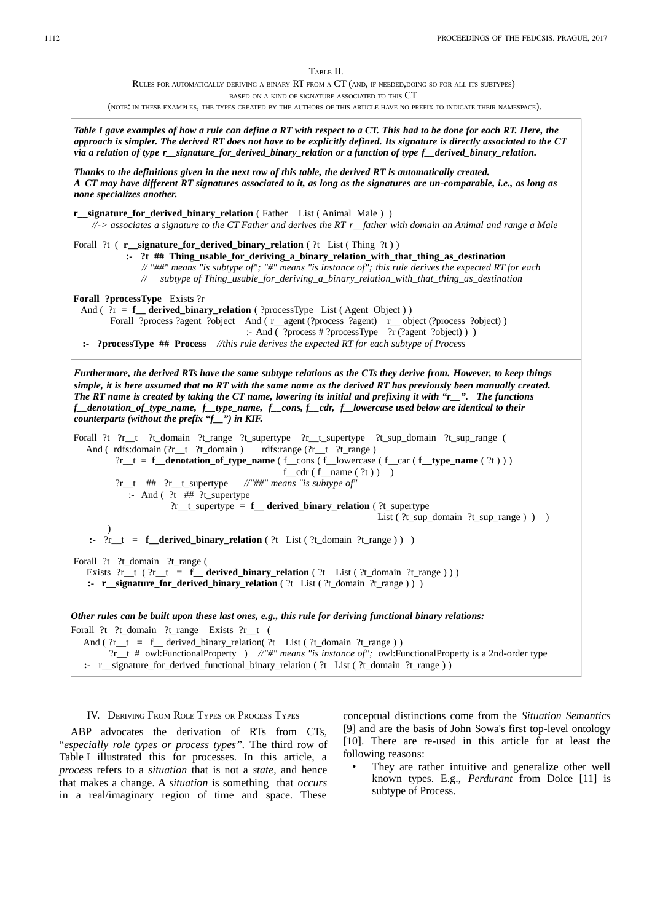TABLE II.
RULES FOR AUTOMATICALLY DERIVING A BINARY RT FROM A CT (AND, IF NEEDED,DOING SO FOR ALL ITS SUBTYPES) BASED ON A KIND OF SIGNATURE ASSOCIATED TO THIS CT
(NOTE: IN THESE EXAMPLES, THE TYPES CREATED BY THE AUTHORS OF THIS ARTICLE HAVE NO PREFIX TO INDICATE THEIR NAMESPACE).

***Table I gave examples of how a rule can define a RT with respect to a CT. This had to be done for each RT. Here, the approach is simpler. The derived RT does not have to be explicitly defined. Its signature is directly associated to the CT via a relation of type r__signature_for_derived_binary_relation or a function of type f__derived_binary_relation.***

***Thanks to the definitions given in the next row of this table, the derived RT is automatically created.***
***A CT may have different RT signatures associated to it, as long as the signatures are un-comparable, i.e., as long as none specializes another.***

```
r__signature_for_derived_binary_relation ( Father   List ( Animal  Male )  )
    //-> associates a signature to the CT Father and derives the RT r__father with domain an Animal and range a Male

Forall  ?t  (  r__signature_for_derived_binary_relation ( ?t   List ( Thing  ?t ) )
            :-  ?t  ##  Thing_usable_for_deriving_a_binary_relation_with_that_thing_as_destination
                // "##" means "is subtype of"; "#" means "is instance of"; this rule derives the expected RT for each
                //     subtype of Thing_usable_for_deriving_a_binary_relation_with_that_thing_as_destination

Forall  ?processType   Exists ?r
  And (  ?r  =  f__ derived_binary_relation ( ?processType   List ( Agent  Object ) )
         Forall  ?process ?agent  ?object    And ( r__agent (?process  ?agent)    r__ object (?process  ?object) )
                                              :- And (  ?process # ?processType    ?r (?agent  ?object) )  )
  :-   ?processType  ##  Process    //this rule derives the expected RT for each subtype of Process
```

***Furthermore, the derived RTs have the same subtype relations as the CTs they derive from. However, to keep things simple, it is here assumed that no RT with the same name as the derived RT has previously been manually created. The RT name is created by taking the CT name, lowering its initial and prefixing it with "r__". The functions f__denotation_of_type_name, f__type_name, f__cons, f__cdr, f__lowercase used below are identical to their counterparts (without the prefix "f__") in KIF.***

```
Forall  ?t   ?r__t    ?t_domain   ?t_range   ?t_supertype    ?r__t_supertype    ?t_sup_domain   ?t_sup_range  (
   And (  rdfs:domain (?r__t   ?t_domain )       rdfs:range (?r__t   ?t_range )
          ?r__t  =  f__denotation_of_type_name ( f__cons ( f__lowercase ( f__car ( f__type_name ( ?t ) ) )
                                                         f__cdr ( f__name ( ?t ) )    )
          ?r__t    ##   ?r__t_supertype      //"##" means "is subtype of"
             :-  And (  ?t   ##  ?t_supertype
                        ?r__t_supertype  =  f__ derived_binary_relation ( ?t_supertype
                                                                           List ( ?t_sup_domain  ?t_sup_range )  )    )
       )
    :-   ?r__t   =   f__derived_binary_relation ( ?t   List ( ?t_domain  ?t_range ) )   )

Forall  ?t   ?t_domain   ?t_range (
    Exists  ?r__t  ( ?r__t   =   f__ derived_binary_relation ( ?t    List ( ?t_domain  ?t_range ) ) )
    :-   r__signature_for_derived_binary_relation ( ?t   List ( ?t_domain  ?t_range ) )  )
```

***Other rules can be built upon these last ones, e.g., this rule for deriving functional binary relations:***

```
Forall  ?t   ?t_domain   ?t_range    Exists  ?r__t   (
   And ( ?r__t    =    f__ derived_binary_relation( ?t    List ( ?t_domain  ?t_range ) )
         ?r__t  #  owl:FunctionalProperty   )    //"#" means "is instance of";  owl:FunctionalProperty is a 2nd-order type
   :-   r__signature_for_derived_functional_binary_relation ( ?t   List ( ?t_domain  ?t_range ) )
```

## IV. DERIVING FROM ROLE TYPES OR PROCESS TYPES

ABP advocates the derivation of RTs from CTs, "*especially role types or process types*". The third row of Table I illustrated this for processes. In this article, a *process* refers to a *situation* that is not a *state*, and hence that makes a change. A *situation* is something that *occurs* in a real/imaginary region of time and space. These conceptual distinctions come from the *Situation Semantics* [9] and are the basis of John Sowa's first top-level ontology [10]. There are re-used in this article for at least the following reasons:

- They are rather intuitive and generalize other well known types. E.g., *Perdurant* from Dolce [11] is subtype of Process.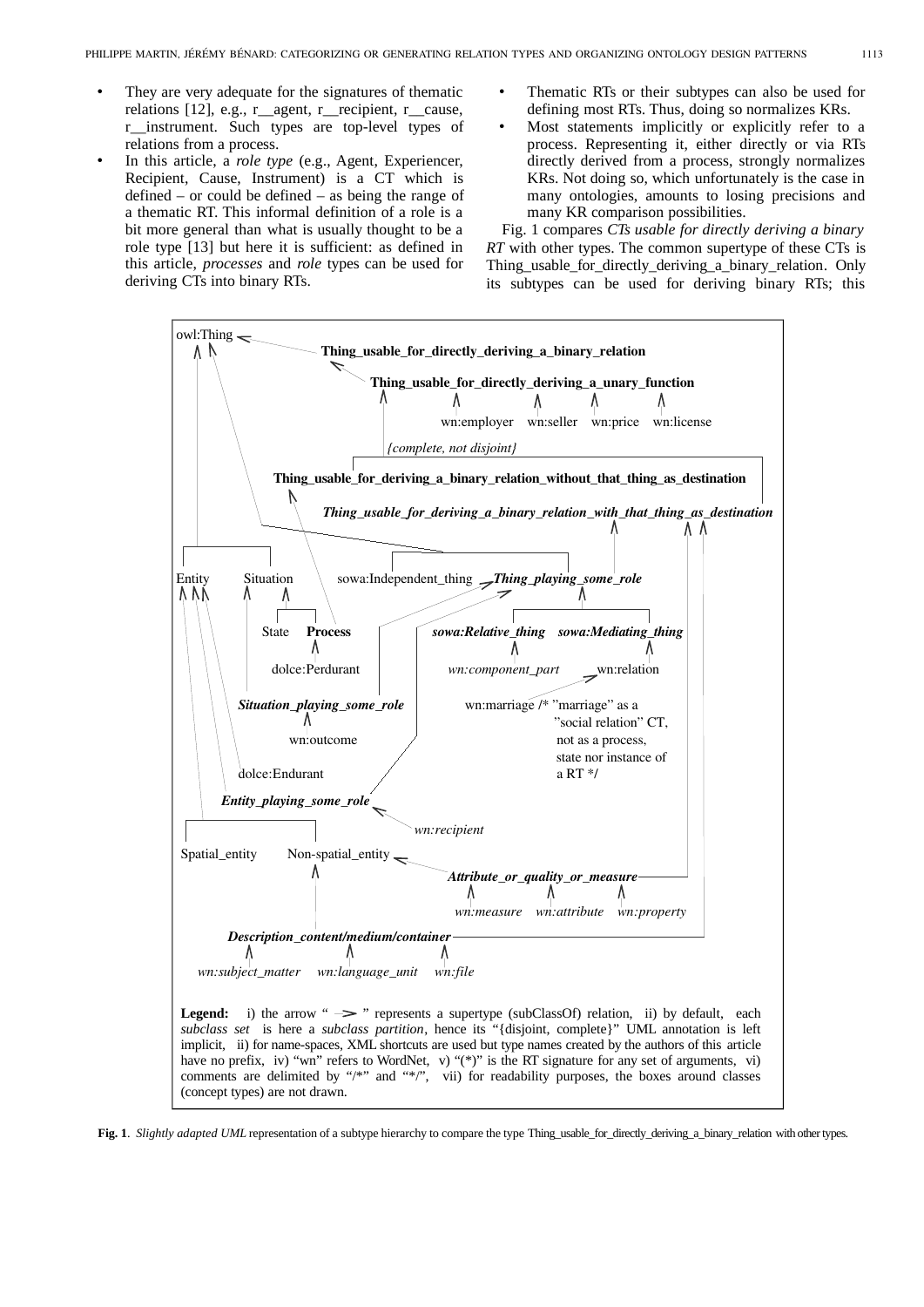- They are very adequate for the signatures of thematic relations [12], e.g., r__agent, r__recipient, r__cause, r__instrument. Such types are top-level types of relations from a process.
- In this article, a *role type* (e.g., Agent, Experiencer, Recipient, Cause, Instrument) is a CT which is defined – or could be defined – as being the range of a thematic RT. This informal definition of a role is a bit more general than what is usually thought to be a role type [13] but here it is sufficient: as defined in this article, *processes* and *role* types can be used for deriving CTs into binary RTs.
- Thematic RTs or their subtypes can also be used for defining most RTs. Thus, doing so normalizes KRs.
- Most statements implicitly or explicitly refer to a process. Representing it, either directly or via RTs directly derived from a process, strongly normalizes KRs. Not doing so, which unfortunately is the case in many ontologies, amounts to losing precisions and many KR comparison possibilities.

Fig. 1 compares *CTs usable for directly deriving a binary RT* with other types. The common supertype of these CTs is Thing_usable_for_directly_deriving_a_binary_relation. Only its subtypes can be used for deriving binary RTs; this

```
owl:Thing
 ├─ Thing_usable_for_directly_deriving_a_binary_relation
 │    ├─ Thing_usable_for_directly_deriving_a_unary_function
 │    │    ├─ wn:employer   wn:seller   wn:price   wn:license
 │    {complete, not disjoint}
 │    ├─ Thing_usable_for_deriving_a_binary_relation_without_that_thing_as_destination
 │    └─ Thing_usable_for_deriving_a_binary_relation_with_that_thing_as_destination
 ├─ Entity
 ├─ Situation
 │    ├─ State
 │    └─ Process
 │         └─ dolce:Perdurant
 ├─ sowa:Independent_thing
 └─ Thing_playing_some_role
      ├─ sowa:Relative_thing
      │    └─ wn:component_part
      └─ sowa:Mediating_thing
           └─ wn:relation
                └─ wn:marriage /* "marriage" as a "social relation" CT,
                                  not as a process, state nor instance of a RT */

Situation_playing_some_role
 └─ wn:outcome
dolce:Endurant
Entity_playing_some_role
 └─ wn:recipient

Spatial_entity      Non-spatial_entity
                     ├─ Attribute_or_quality_or_measure
                     │    ├─ wn:measure   wn:attribute   wn:property
                     └─ Description_content/medium/container
                          ├─ wn:subject_matter   wn:language_unit   wn:file
```

**Legend:** i) the arrow "→" represents a supertype (subClassOf) relation, ii) by default, each *subclass set* is here a *subclass partition*, hence its "{disjoint, complete}" UML annotation is left implicit, ii) for name-spaces, XML shortcuts are used but type names created by the authors of this article have no prefix, iv) "wn" refers to WordNet, v) "(*)" is the RT signature for any set of arguments, vi) comments are delimited by "/*" and "*/", vii) for readability purposes, the boxes around classes (concept types) are not drawn.

**Fig. 1**. *Slightly adapted UML* representation of a subtype hierarchy to compare the type Thing_usable_for_directly_deriving_a_binary_relation with other types.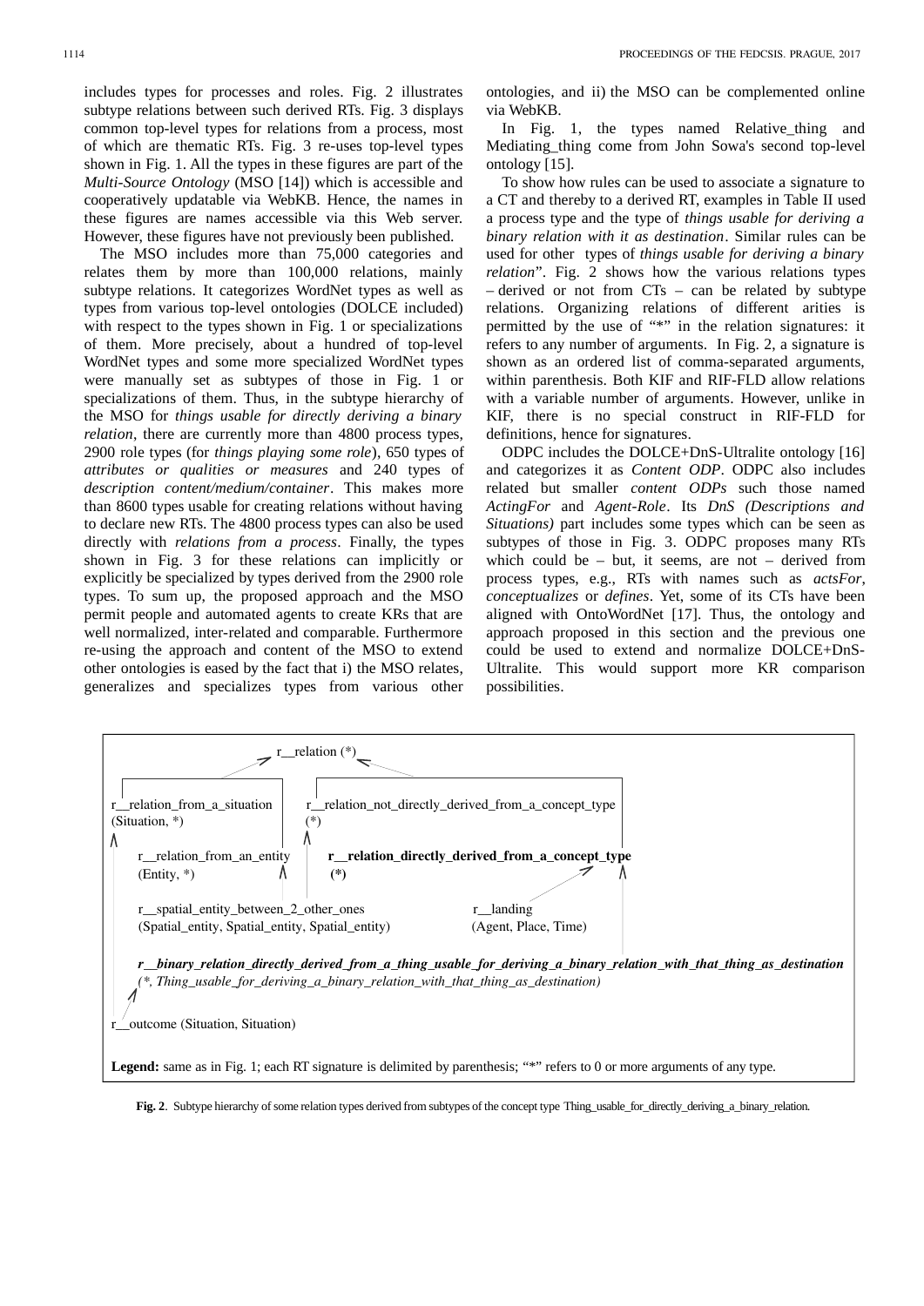includes types for processes and roles. Fig. 2 illustrates subtype relations between such derived RTs. Fig. 3 displays common top-level types for relations from a process, most of which are thematic RTs. Fig. 3 re-uses top-level types shown in Fig. 1. All the types in these figures are part of the *Multi-Source Ontology* (MSO [14]) which is accessible and cooperatively updatable via WebKB. Hence, the names in these figures are names accessible via this Web server. However, these figures have not previously been published.

The MSO includes more than 75,000 categories and relates them by more than 100,000 relations, mainly subtype relations. It categorizes WordNet types as well as types from various top-level ontologies (DOLCE included) with respect to the types shown in Fig. 1 or specializations of them. More precisely, about a hundred of top-level WordNet types and some more specialized WordNet types were manually set as subtypes of those in Fig. 1 or specializations of them. Thus, in the subtype hierarchy of the MSO for *things usable for directly deriving a binary relation*, there are currently more than 4800 process types, 2900 role types (for *things playing some role*), 650 types of *attributes or qualities or measures* and 240 types of *description content/medium/container*. This makes more than 8600 types usable for creating relations without having to declare new RTs. The 4800 process types can also be used directly with *relations from a process*. Finally, the types shown in Fig. 3 for these relations can implicitly or explicitly be specialized by types derived from the 2900 role types. To sum up, the proposed approach and the MSO permit people and automated agents to create KRs that are well normalized, inter-related and comparable. Furthermore re-using the approach and content of the MSO to extend other ontologies is eased by the fact that i) the MSO relates, generalizes and specializes types from various other ontologies, and ii) the MSO can be complemented online via WebKB.

In Fig. 1, the types named Relative_thing and Mediating_thing come from John Sowa's second top-level ontology [15].

To show how rules can be used to associate a signature to a CT and thereby to a derived RT, examples in Table II used a process type and the type of *things usable for deriving a binary relation with it as destination*. Similar rules can be used for other types of *things usable for deriving a binary relation*". Fig. 2 shows how the various relations types – derived or not from CTs – can be related by subtype relations. Organizing relations of different arities is permitted by the use of "*" in the relation signatures: it refers to any number of arguments. In Fig. 2, a signature is shown as an ordered list of comma-separated arguments, within parenthesis. Both KIF and RIF-FLD allow relations with a variable number of arguments. However, unlike in KIF, there is no special construct in RIF-FLD for definitions, hence for signatures.

ODPC includes the DOLCE+DnS-Ultralite ontology [16] and categorizes it as *Content ODP*. ODPC also includes related but smaller *content ODPs* such those named *ActingFor* and *Agent-Role*. Its *DnS (Descriptions and Situations)* part includes some types which can be seen as subtypes of those in Fig. 3. ODPC proposes many RTs which could be – but, it seems, are not – derived from process types, e.g., RTs with names such as *actsFor*, *conceptualizes* or *defines*. Yet, some of its CTs have been aligned with OntoWordNet [17]. Thus, the ontology and approach proposed in this section and the previous one could be used to extend and normalize DOLCE+DnS-Ultralite. This would support more KR comparison possibilities.

```
                        r__relation (*)
            ┌────────────────┴──────────────────┐
r__relation_from_a_situation      r__relation_not_directly_derived_from_a_concept_type
(Situation, *)                    (*)
    r__relation_from_an_entity      r__relation_directly_derived_from_a_concept_type
    (Entity, *)                     (*)
    r__spatial_entity_between_2_other_ones          r__landing
    (Spatial_entity, Spatial_entity, Spatial_entity)  (Agent, Place, Time)
    r__binary_relation_directly_derived_from_a_thing_usable_for_deriving_a_binary_relation_with_that_thing_as_destination
    (*, Thing_usable_for_deriving_a_binary_relation_with_that_thing_as_destination)
r__outcome (Situation, Situation)
```

**Legend:** same as in Fig. 1; each RT signature is delimited by parenthesis; "*" refers to 0 or more arguments of any type.

**Fig. 2**. Subtype hierarchy of some relation types derived from subtypes of the concept type Thing_usable_for_directly_deriving_a_binary_relation.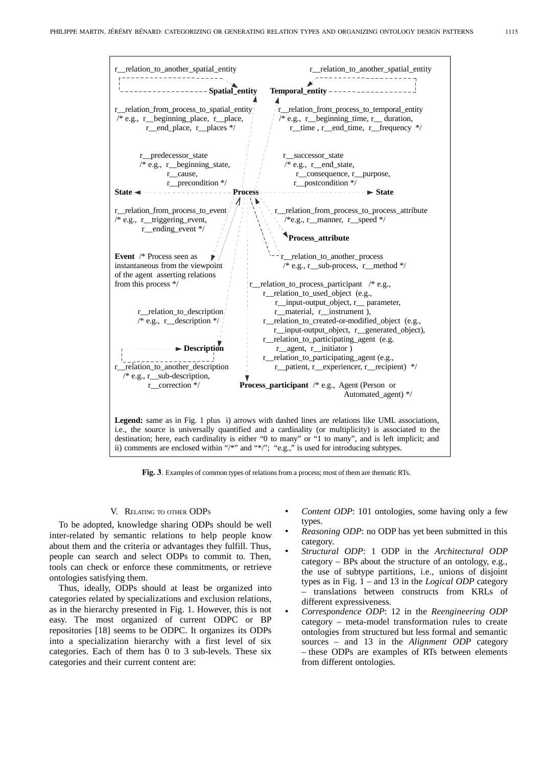r__relation_to_another_spatial_entity

r__relation_to_another_spatial_entity

**Spatial_entity**   **Temporal_entity**

r__relation_from_process_to_spatial_entity /* e.g., r__beginning_place, r__place, r__end_place, r__places */

r__relation_from_process_to_temporal_entity /* e.g., r__beginning_time, r__ duration, r__time , r__end_time, r__frequency */

r__predecessor_state /* e.g., r__beginning_state, r__cause, r__precondition */

r__successor_state /* e.g., r__end_state, r__consequence, r__purpose, r__postcondition */

**State** ◄ - - - **Process** - - - ► **State**

r__relation_from_process_to_event /* e.g., r__triggering_event, r__ending_event */

r__relation_from_process_to_process_attribute /*e.g., r__manner, r__speed */

**Process_attribute**

**Event** /* Process seen as instantaneous from the viewpoint of the agent asserting relations from this process */

r__relation_to_another_process /* e.g., r__sub-process, r__method */

r__relation_to_process_participant /* e.g., r__relation_to_used_object (e.g., r__input-output_object, r__ parameter, r__material, r__instrument ), r__relation_to_created-or-modified_object (e.g., r__input-output_object, r__generated_object), r__relation_to_participating_agent (e.g. r__agent, r__initiator ) r__relation_to_participating_agent (e.g., r__patient, r__experiencer, r__recipient) */

r__relation_to_description /* e.g., r__description */

**Description**

r__relation_to_another_description /* e.g., r__sub-description, r__correction */

**Process_participant** /* e.g., Agent (Person or Automated_agent) */

**Legend:** same as in Fig. 1 plus i) arrows with dashed lines are relations like UML associations, i.e., the source is universally quantified and a cardinality (or multiplicity) is associated to the destination; here, each cardinality is either "0 to many" or "1 to many", and is left implicit; and ii) comments are enclosed within "/*" and "*/"; "e.g.," is used for introducing subtypes.

**Fig. 3**. Examples of common types of relations from a process; most of them are thematic RTs.

## V. Relating to other ODPs

To be adopted, knowledge sharing ODPs should be well inter-related by semantic relations to help people know about them and the criteria or advantages they fulfill. Thus, people can search and select ODPs to commit to. Then, tools can check or enforce these commitments, or retrieve ontologies satisfying them.

Thus, ideally, ODPs should at least be organized into categories related by specializations and exclusion relations, as in the hierarchy presented in Fig. 1. However, this is not easy. The most organized of current ODPC or BP repositories [18] seems to be ODPC. It organizes its ODPs into a specialization hierarchy with a first level of six categories. Each of them has 0 to 3 sub-levels. These six categories and their current content are:

- *Content ODP*: 101 ontologies, some having only a few types.
- *Reasoning ODP*: no ODP has yet been submitted in this category.
- *Structural ODP*: 1 ODP in the *Architectural ODP* category – BPs about the structure of an ontology, e.g., the use of subtype partitions, i.e., unions of disjoint types as in Fig. 1 – and 13 in the *Logical ODP* category – translations between constructs from KRLs of different expressiveness.
- *Correspondence ODP*: 12 in the *Reengineering ODP* category – meta-model transformation rules to create ontologies from structured but less formal and semantic sources – and 13 in the *Alignment ODP* category – these ODPs are examples of RTs between elements from different ontologies.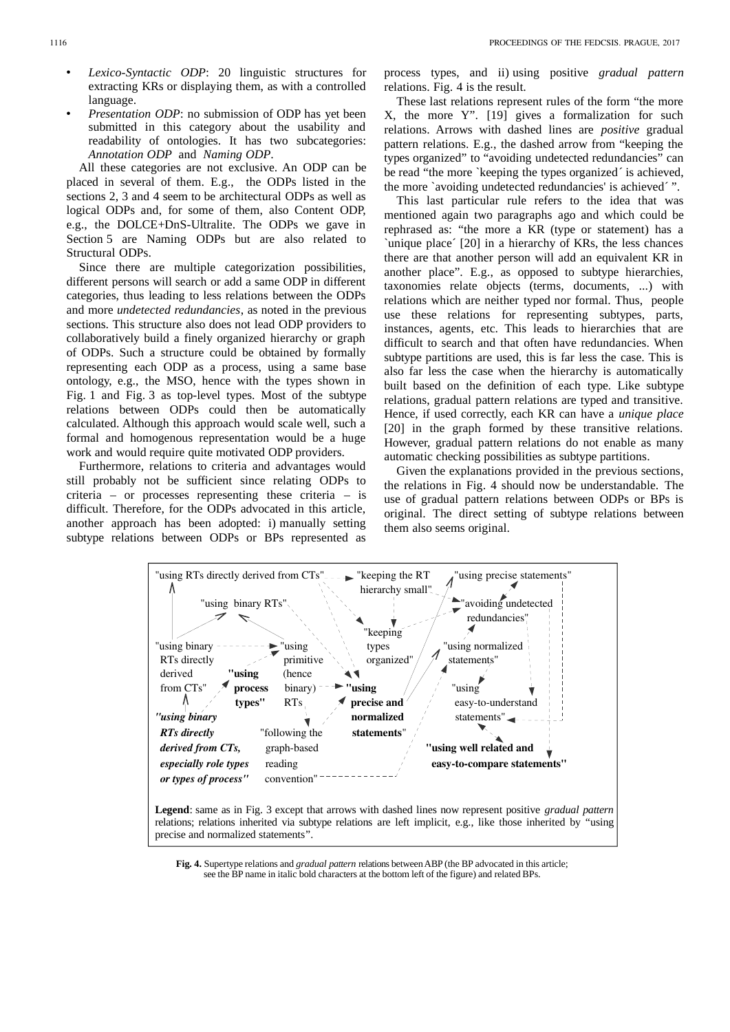- *Lexico-Syntactic ODP*: 20 linguistic structures for extracting KRs or displaying them, as with a controlled language.
- *Presentation ODP*: no submission of ODP has yet been submitted in this category about the usability and readability of ontologies. It has two subcategories: *Annotation ODP* and *Naming ODP*.

All these categories are not exclusive. An ODP can be placed in several of them. E.g., the ODPs listed in the sections 2, 3 and 4 seem to be architectural ODPs as well as logical ODPs and, for some of them, also Content ODP, e.g., the DOLCE+DnS-Ultralite. The ODPs we gave in Section 5 are Naming ODPs but are also related to Structural ODPs.

Since there are multiple categorization possibilities, different persons will search or add a same ODP in different categories, thus leading to less relations between the ODPs and more *undetected redundancies*, as noted in the previous sections. This structure also does not lead ODP providers to collaboratively build a finely organized hierarchy or graph of ODPs. Such a structure could be obtained by formally representing each ODP as a process, using a same base ontology, e.g., the MSO, hence with the types shown in Fig. 1 and Fig. 3 as top-level types. Most of the subtype relations between ODPs could then be automatically calculated. Although this approach would scale well, such a formal and homogenous representation would be a huge work and would require quite motivated ODP providers.

Furthermore, relations to criteria and advantages would still probably not be sufficient since relating ODPs to criteria – or processes representing these criteria – is difficult. Therefore, for the ODPs advocated in this article, another approach has been adopted: i) manually setting subtype relations between ODPs or BPs represented as process types, and ii) using positive *gradual pattern* relations. Fig. 4 is the result.

These last relations represent rules of the form "the more X, the more Y". [19] gives a formalization for such relations. Arrows with dashed lines are *positive* gradual pattern relations. E.g., the dashed arrow from "keeping the types organized" to "avoiding undetected redundancies" can be read "the more `keeping the types organized´ is achieved, the more `avoiding undetected redundancies' is achieved´ ".

This last particular rule refers to the idea that was mentioned again two paragraphs ago and which could be rephrased as: "the more a KR (type or statement) has a `unique place´ [20] in a hierarchy of KRs, the less chances there are that another person will add an equivalent KR in another place". E.g., as opposed to subtype hierarchies, taxonomies relate objects (terms, documents, ...) with relations which are neither typed nor formal. Thus, people use these relations for representing subtypes, parts, instances, agents, etc. This leads to hierarchies that are difficult to search and that often have redundancies. When subtype partitions are used, this is far less the case. This is also far less the case when the hierarchy is automatically built based on the definition of each type. Like subtype relations, gradual pattern relations are typed and transitive. Hence, if used correctly, each KR can have a *unique place* [20] in the graph formed by these transitive relations. However, gradual pattern relations do not enable as many automatic checking possibilities as subtype partitions.

Given the explanations provided in the previous sections, the relations in Fig. 4 should now be understandable. The use of gradual pattern relations between ODPs or BPs is original. The direct setting of subtype relations between them also seems original.

"using RTs directly derived from CTs"
"keeping the RT hierarchy small"
"using precise statements"
"using binary RTs"
"avoiding undetected redundancies"
"keeping types organized"
"using binary RTs directly derived from CTs"
"using primitive (hence binary) RTs"
"using normalized statements"
**"using process types"**
**"using precise and normalized statements"**
"using easy-to-understand statements"
***"using binary RTs directly derived from CTs, especially role types or types of process"***
"following the graph-based reading convention"
**"using well related and easy-to-compare statements"**

**Legend**: same as in Fig. 3 except that arrows with dashed lines now represent positive *gradual pattern* relations; relations inherited via subtype relations are left implicit, e.g., like those inherited by "using precise and normalized statements".

**Fig. 4.** Supertype relations and *gradual pattern* relations between ABP (the BP advocated in this article; see the BP name in italic bold characters at the bottom left of the figure) and related BPs.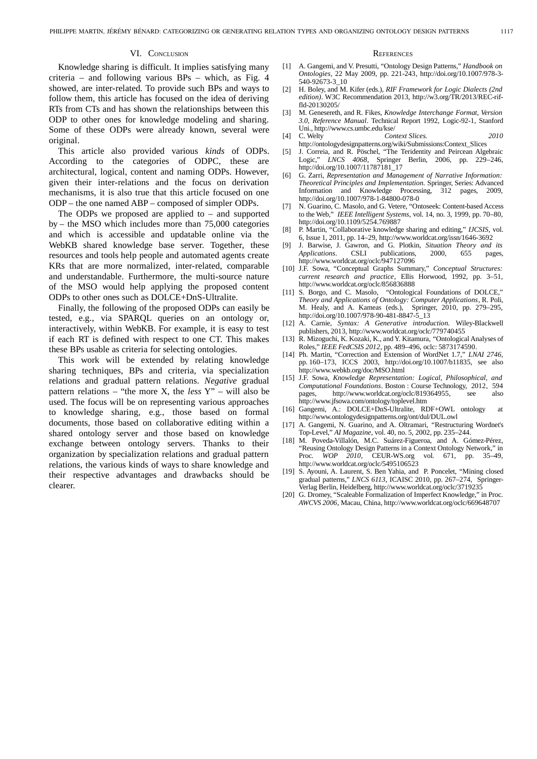## VI. Conclusion

Knowledge sharing is difficult. It implies satisfying many criteria – and following various BPs – which, as Fig. 4 showed, are inter-related. To provide such BPs and ways to follow them, this article has focused on the idea of deriving RTs from CTs and has shown the relationships between this ODP to other ones for knowledge modeling and sharing. Some of these ODPs were already known, several were original.

This article also provided various *kinds* of ODPs. According to the categories of ODPC, these are architectural, logical, content and naming ODPs. However, given their inter-relations and the focus on derivation mechanisms, it is also true that this article focused on one ODP – the one named ABP – composed of simpler ODPs.

The ODPs we proposed are applied to – and supported by – the MSO which includes more than 75,000 categories and which is accessible and updatable online via the WebKB shared knowledge base server. Together, these resources and tools help people and automated agents create KRs that are more normalized, inter-related, comparable and understandable. Furthermore, the multi-source nature of the MSO would help applying the proposed content ODPs to other ones such as DOLCE+DnS-Ultralite.

Finally, the following of the proposed ODPs can easily be tested, e.g., via SPARQL queries on an ontology or, interactively, within WebKB. For example, it is easy to test if each RT is defined with respect to one CT. This makes these BPs usable as criteria for selecting ontologies.

This work will be extended by relating knowledge sharing techniques, BPs and criteria, via specialization relations and gradual pattern relations. *Negative* gradual pattern relations – "the more X, the *less* Y" – will also be used. The focus will be on representing various approaches to knowledge sharing, e.g., those based on formal documents, those based on collaborative editing within a shared ontology server and those based on knowledge exchange between ontology servers. Thanks to their organization by specialization relations and gradual pattern relations, the various kinds of ways to share knowledge and their respective advantages and drawbacks should be clearer.

## References

[1] A. Gangemi, and V. Presutti, "Ontology Design Patterns," *Handbook on Ontologies*, 22 May 2009, pp. 221-243, http://doi.org/10.1007/978-3-540-92673-3_10

[2] H. Boley, and M. Kifer (eds.), *RIF Framework for Logic Dialects (2nd edition)*. W3C Recommendation 2013, http://w3.org/TR/2013/REC-rif-fld-20130205/

[3] M. Genesereth, and R. Fikes, *Knowledge Interchange Format, Version 3.0, Reference Manual*. Technical Report 1992, Logic-92-1, Stanford Uni., http://www.cs.umbc.edu/kse/

[4] C. Welty *Context Slices. 2010* http://ontologydesignpatterns.org/wiki/Submissions:Context_Slices

[5] J. Correia, and R. Pöschel, "The Teridentity and Peircean Algebraic Logic," *LNCS 4068*, Springer Berlin, 2006, pp. 229–246, http://doi.org/10.1007/11787181_17

[6] G. Zarri, *Representation and Management of Narrative Information: Theoretical Principles and Implementation.* Springer, Series: Advanced Information and Knowledge Processing, 312 pages, 2009, http://doi.org/10.1007/978-1-84800-078-0

[7] N. Guarino, C. Masolo, and G. Vetere, "Ontoseek: Content-based Access to the Web," *IEEE Intelligent Systems*, vol. 14, no. 3, 1999, pp. 70–80, http://doi.org/10.1109/5254.769887

[8] P. Martin, "Collaborative knowledge sharing and editing," *IJCSIS*, vol. 6, Issue 1, 2011, pp. 14–29, http://www.worldcat.org/issn/1646-3692

[9] J. Barwise, J. Gawron, and G. Plotkin, *Situation Theory and its Applications*. CSLI publications, 2000, 655 pages, http://www.worldcat.org/oclc/947127096

[10] J.F. Sowa, "Conceptual Graphs Summary," *Conceptual Structures: current research and practice*, Ellis Horwood, 1992, pp. 3–51, http://www.worldcat.org/oclc/856836888

[11] S. Borgo, and C. Masolo, "Ontological Foundations of DOLCE," *Theory and Applications of Ontology: Computer Applications*, R. Poli, M. Healy, and A. Kameas (eds.), Springer, 2010, pp. 279–295, http://doi.org/10.1007/978-90-481-8847-5_13

[12] A. Carnie, *Syntax: A Generative introduction.* Wiley-Blackwell publishers, 2013, http://www.worldcat.org/oclc/779740455

[13] R. Mizoguchi, K. Kozaki, K., and Y. Kitamura, "Ontological Analyses of Roles," *IEEE FedCSIS 2012*, pp. 489–496, oclc: 5873174590.

[14] Ph. Martin, "Correction and Extension of WordNet 1.7," *LNAI 2746*, pp. 160–173, ICCS 2003, http://doi.org/10.1007/b11835, see also http://www.webkb.org/doc/MSO.html

[15] J.F. Sowa, *Knowledge Representation: Logical, Philosophical, and Computational Foundations*. Boston : Course Technology, 2012, 594 pages, http://www.worldcat.org/oclc/819364955, see also http://www.jfsowa.com/ontology/toplevel.htm

[16] Gangemi, A.: DOLCE+DnS-Ultralite, RDF+OWL ontology at http://www.ontologydesignpatterns.org/ont/dul/DUL.owl

[17] A. Gangemi, N. Guarino, and A. Oltramari, "Restructuring Wordnet's Top-Level," *AI Magazine*, vol. 40, no. 5, 2002, pp. 235–244.

[18] M. Poveda-Villalón, M.C. Suárez-Figueroa, and A. Gómez-Pérez, "Reusing Ontology Design Patterns in a Context Ontology Network," in Proc. *WOP 2010*, CEUR-WS.org vol. 671, pp. 35–49, http://www.worldcat.org/oclc/5495106523

[19] S. Ayouni, A. Laurent, S. Ben Yahia, and P. Poncelet, "Mining closed gradual patterns," *LNCS 6113*, ICAISC 2010, pp. 267–274, Springer-Verlag Berlin, Heidelberg, http://www.worldcat.org/oclc/3719235

[20] G. Dromey, "Scaleable Formalization of Imperfect Knowledge," in Proc. *AWCVS 2006*, Macau, China, http://www.worldcat.org/oclc/669648707